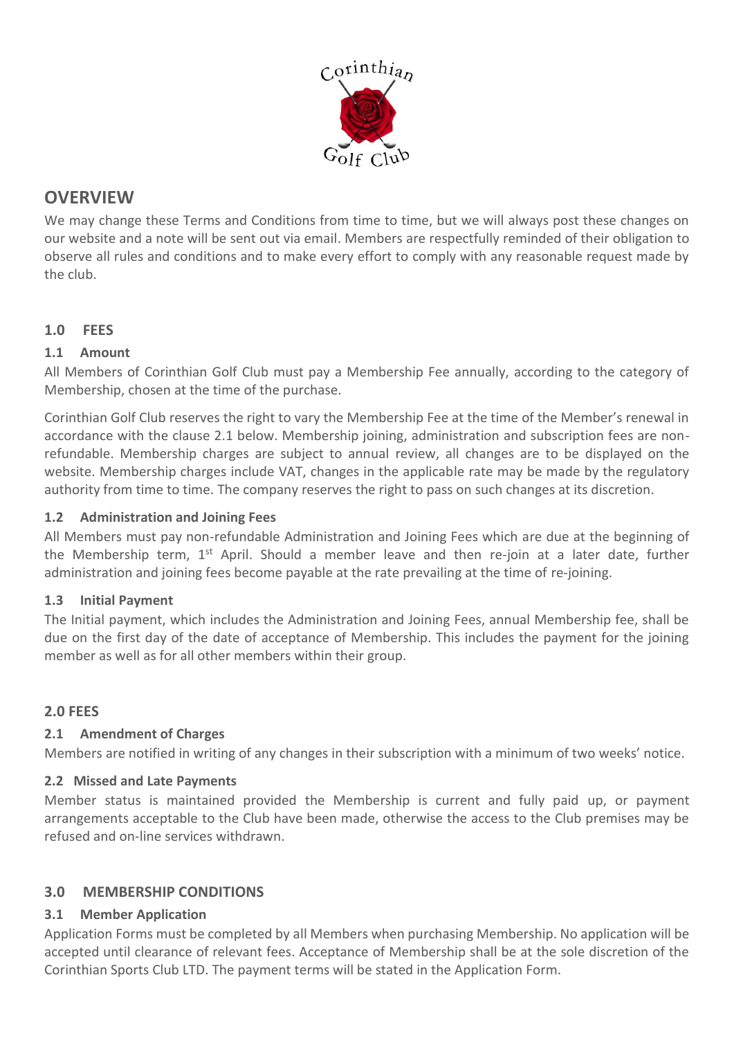# OVERVIEW

We may change these Terms and Conditions from time to time, but we will always post these changes on our website and a note will be sent out via email. Members are respectfully reminded of their obligation to observe all rules and conditions and to make every effort to comply with any reasonable request made by the club.

## 1.0 FEES

### 1.1 Amount

All Members of Corinthian Golf Club must pay a Membership Fee annually, according to the category of Membership, chosen at the time of the purchase.

Corinthian Golf Club reserves the right to vary the Membership Fee at the time of the Member's renewal in accordance with the clause 2.1 below. Membership joining, administration and subscription fees are non-refundable. Membership charges are subject to annual review, all changes are to be displayed on the website. Membership charges include VAT, changes in the applicable rate may be made by the regulatory authority from time to time. The company reserves the right to pass on such changes at its discretion.

### 1.2 Administration and Joining Fees

All Members must pay non-refundable Administration and Joining Fees which are due at the beginning of the Membership term, 1st April. Should a member leave and then re-join at a later date, further administration and joining fees become payable at the rate prevailing at the time of re-joining.

### 1.3 Initial Payment

The Initial payment, which includes the Administration and Joining Fees, annual Membership fee, shall be due on the first day of the date of acceptance of Membership. This includes the payment for the joining member as well as for all other members within their group.

## 2.0 FEES

### 2.1 Amendment of Charges

Members are notified in writing of any changes in their subscription with a minimum of two weeks' notice.

### 2.2 Missed and Late Payments

Member status is maintained provided the Membership is current and fully paid up, or payment arrangements acceptable to the Club have been made, otherwise the access to the Club premises may be refused and on-line services withdrawn.

## 3.0 MEMBERSHIP CONDITIONS

### 3.1 Member Application

Application Forms must be completed by all Members when purchasing Membership. No application will be accepted until clearance of relevant fees. Acceptance of Membership shall be at the sole discretion of the Corinthian Sports Club LTD. The payment terms will be stated in the Application Form.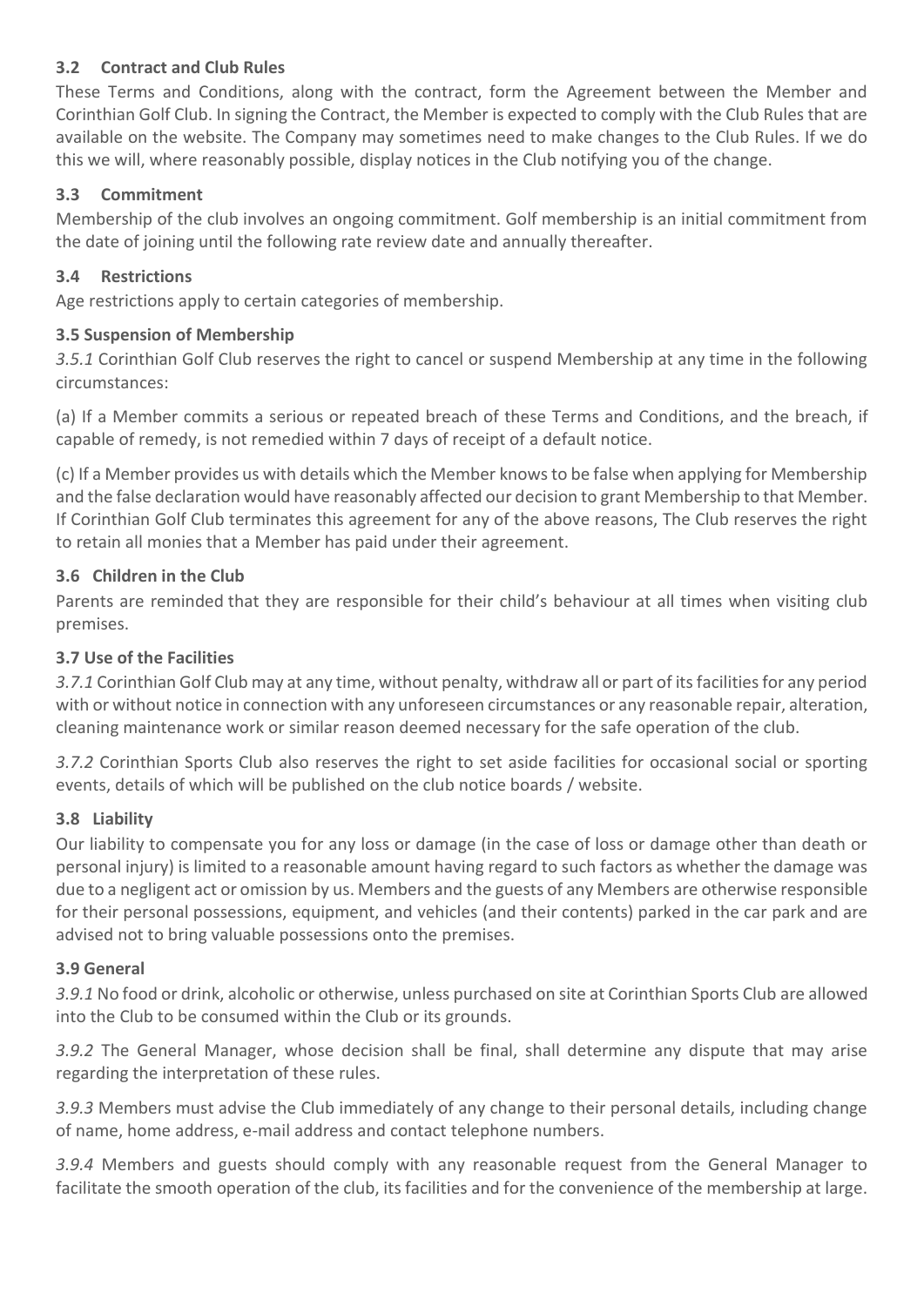### 3.2 Contract and Club Rules

These Terms and Conditions, along with the contract, form the Agreement between the Member and Corinthian Golf Club. In signing the Contract, the Member is expected to comply with the Club Rules that are available on the website. The Company may sometimes need to make changes to the Club Rules. If we do this we will, where reasonably possible, display notices in the Club notifying you of the change.

### 3.3 Commitment

Membership of the club involves an ongoing commitment. Golf membership is an initial commitment from the date of joining until the following rate review date and annually thereafter.

### 3.4 Restrictions

Age restrictions apply to certain categories of membership.

### 3.5 Suspension of Membership

*3.5.1* Corinthian Golf Club reserves the right to cancel or suspend Membership at any time in the following circumstances:

(a) If a Member commits a serious or repeated breach of these Terms and Conditions, and the breach, if capable of remedy, is not remedied within 7 days of receipt of a default notice.

(c) If a Member provides us with details which the Member knows to be false when applying for Membership and the false declaration would have reasonably affected our decision to grant Membership to that Member. If Corinthian Golf Club terminates this agreement for any of the above reasons, The Club reserves the right to retain all monies that a Member has paid under their agreement.

### 3.6 Children in the Club

Parents are reminded that they are responsible for their child's behaviour at all times when visiting club premises.

### 3.7 Use of the Facilities

*3.7.1* Corinthian Golf Club may at any time, without penalty, withdraw all or part of its facilities for any period with or without notice in connection with any unforeseen circumstances or any reasonable repair, alteration, cleaning maintenance work or similar reason deemed necessary for the safe operation of the club.

*3.7.2* Corinthian Sports Club also reserves the right to set aside facilities for occasional social or sporting events, details of which will be published on the club notice boards / website.

### 3.8 Liability

Our liability to compensate you for any loss or damage (in the case of loss or damage other than death or personal injury) is limited to a reasonable amount having regard to such factors as whether the damage was due to a negligent act or omission by us. Members and the guests of any Members are otherwise responsible for their personal possessions, equipment, and vehicles (and their contents) parked in the car park and are advised not to bring valuable possessions onto the premises.

### 3.9 General

*3.9.1* No food or drink, alcoholic or otherwise, unless purchased on site at Corinthian Sports Club are allowed into the Club to be consumed within the Club or its grounds.

*3.9.2* The General Manager, whose decision shall be final, shall determine any dispute that may arise regarding the interpretation of these rules.

*3.9.3* Members must advise the Club immediately of any change to their personal details, including change of name, home address, e-mail address and contact telephone numbers.

*3.9.4* Members and guests should comply with any reasonable request from the General Manager to facilitate the smooth operation of the club, its facilities and for the convenience of the membership at large.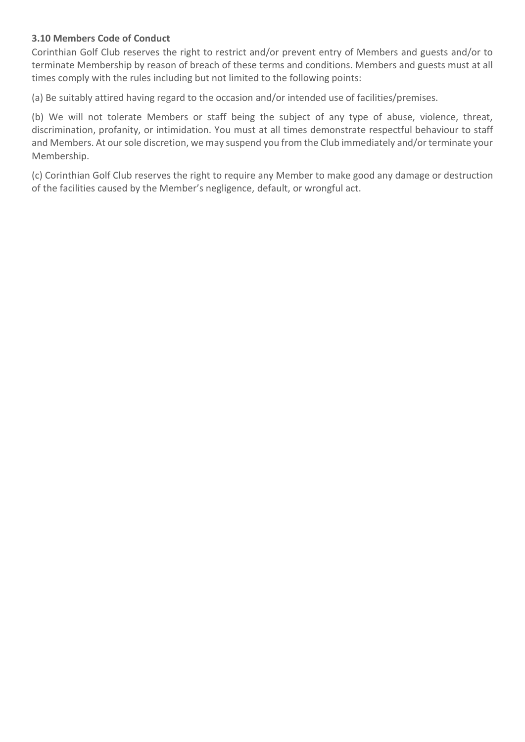### 3.10 Members Code of Conduct

Corinthian Golf Club reserves the right to restrict and/or prevent entry of Members and guests and/or to terminate Membership by reason of breach of these terms and conditions. Members and guests must at all times comply with the rules including but not limited to the following points:

(a) Be suitably attired having regard to the occasion and/or intended use of facilities/premises.

(b) We will not tolerate Members or staff being the subject of any type of abuse, violence, threat, discrimination, profanity, or intimidation. You must at all times demonstrate respectful behaviour to staff and Members. At our sole discretion, we may suspend you from the Club immediately and/or terminate your Membership.

(c) Corinthian Golf Club reserves the right to require any Member to make good any damage or destruction of the facilities caused by the Member's negligence, default, or wrongful act.